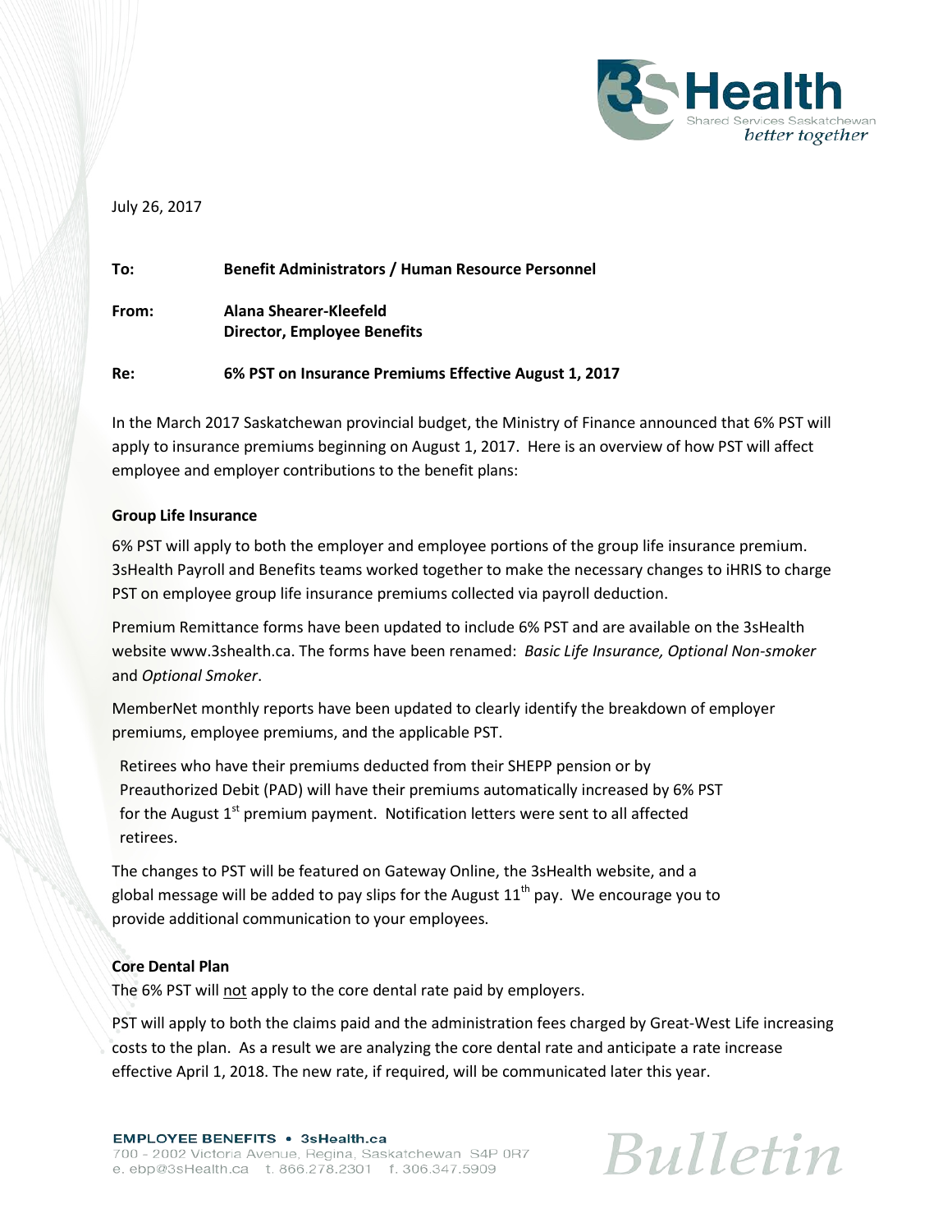July 26, 2017

**To:** **Benefit Administrators / Human Resource Personnel**

**From:** **Alana Shearer-Kleefeld**
**Director, Employee Benefits**

**Re:** **6% PST on Insurance Premiums Effective August 1, 2017**

In the March 2017 Saskatchewan provincial budget, the Ministry of Finance announced that 6% PST will apply to insurance premiums beginning on August 1, 2017. Here is an overview of how PST will affect employee and employer contributions to the benefit plans:

**Group Life Insurance**

6% PST will apply to both the employer and employee portions of the group life insurance premium. 3sHealth Payroll and Benefits teams worked together to make the necessary changes to iHRIS to charge PST on employee group life insurance premiums collected via payroll deduction.

Premium Remittance forms have been updated to include 6% PST and are available on the 3sHealth website www.3shealth.ca. The forms have been renamed: *Basic Life Insurance, Optional Non-smoker* and *Optional Smoker*.

MemberNet monthly reports have been updated to clearly identify the breakdown of employer premiums, employee premiums, and the applicable PST.

Retirees who have their premiums deducted from their SHEPP pension or by Preauthorized Debit (PAD) will have their premiums automatically increased by 6% PST for the August 1st premium payment. Notification letters were sent to all affected retirees.

The changes to PST will be featured on Gateway Online, the 3sHealth website, and a global message will be added to pay slips for the August 11th pay. We encourage you to provide additional communication to your employees.

**Core Dental Plan**

The 6% PST will not apply to the core dental rate paid by employers.

PST will apply to both the claims paid and the administration fees charged by Great-West Life increasing costs to the plan. As a result we are analyzing the core dental rate and anticipate a rate increase effective April 1, 2018. The new rate, if required, will be communicated later this year.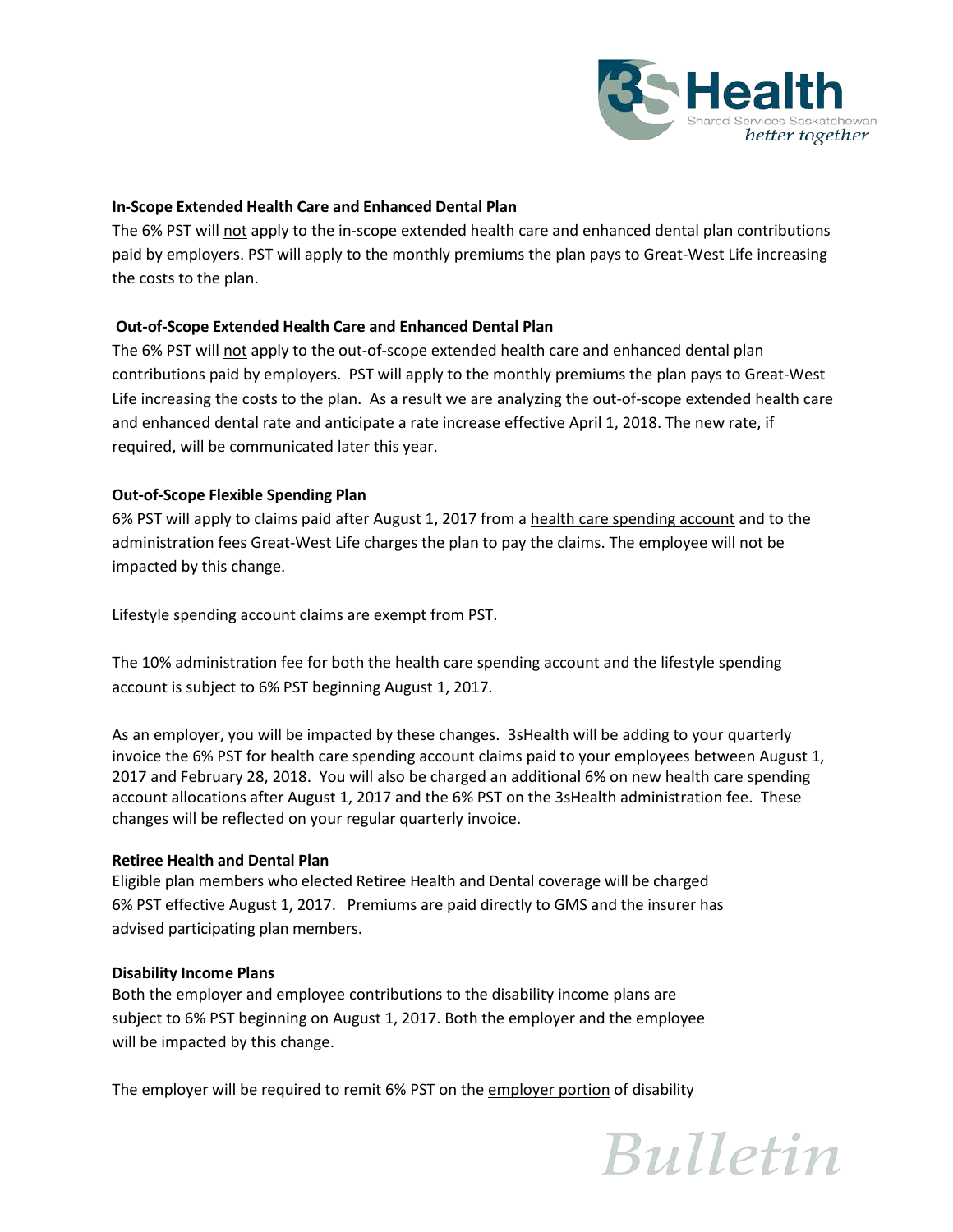**In-Scope Extended Health Care and Enhanced Dental Plan**

The 6% PST will not apply to the in-scope extended health care and enhanced dental plan contributions paid by employers. PST will apply to the monthly premiums the plan pays to Great-West Life increasing the costs to the plan.

**Out-of-Scope Extended Health Care and Enhanced Dental Plan**

The 6% PST will not apply to the out-of-scope extended health care and enhanced dental plan contributions paid by employers. PST will apply to the monthly premiums the plan pays to Great-West Life increasing the costs to the plan. As a result we are analyzing the out-of-scope extended health care and enhanced dental rate and anticipate a rate increase effective April 1, 2018. The new rate, if required, will be communicated later this year.

**Out-of-Scope Flexible Spending Plan**

6% PST will apply to claims paid after August 1, 2017 from a health care spending account and to the administration fees Great-West Life charges the plan to pay the claims. The employee will not be impacted by this change.

Lifestyle spending account claims are exempt from PST.

The 10% administration fee for both the health care spending account and the lifestyle spending account is subject to 6% PST beginning August 1, 2017.

As an employer, you will be impacted by these changes. 3sHealth will be adding to your quarterly invoice the 6% PST for health care spending account claims paid to your employees between August 1, 2017 and February 28, 2018. You will also be charged an additional 6% on new health care spending account allocations after August 1, 2017 and the 6% PST on the 3sHealth administration fee. These changes will be reflected on your regular quarterly invoice.

**Retiree Health and Dental Plan**

Eligible plan members who elected Retiree Health and Dental coverage will be charged 6% PST effective August 1, 2017. Premiums are paid directly to GMS and the insurer has advised participating plan members.

**Disability Income Plans**

Both the employer and employee contributions to the disability income plans are subject to 6% PST beginning on August 1, 2017. Both the employer and the employee will be impacted by this change.

The employer will be required to remit 6% PST on the employer portion of disability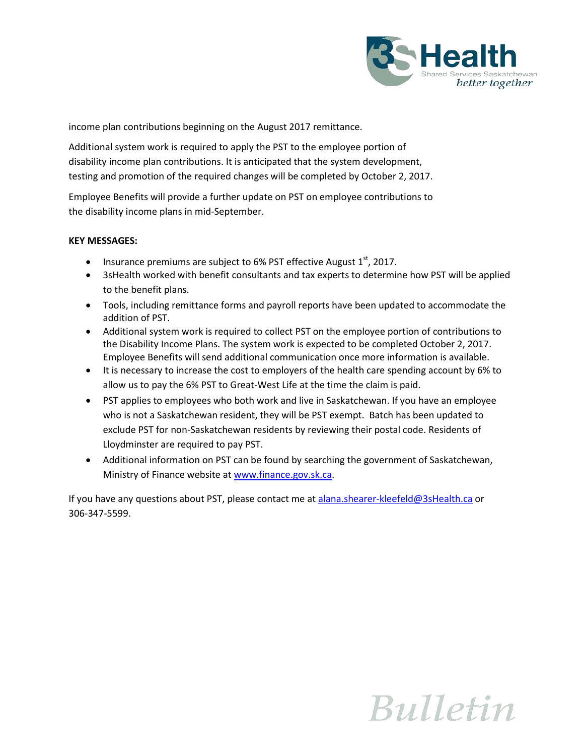income plan contributions beginning on the August 2017 remittance.

Additional system work is required to apply the PST to the employee portion of disability income plan contributions. It is anticipated that the system development, testing and promotion of the required changes will be completed by October 2, 2017.

Employee Benefits will provide a further update on PST on employee contributions to the disability income plans in mid-September.

**KEY MESSAGES:**

- Insurance premiums are subject to 6% PST effective August 1st, 2017.
- 3sHealth worked with benefit consultants and tax experts to determine how PST will be applied to the benefit plans.
- Tools, including remittance forms and payroll reports have been updated to accommodate the addition of PST.
- Additional system work is required to collect PST on the employee portion of contributions to the Disability Income Plans. The system work is expected to be completed October 2, 2017. Employee Benefits will send additional communication once more information is available.
- It is necessary to increase the cost to employers of the health care spending account by 6% to allow us to pay the 6% PST to Great-West Life at the time the claim is paid.
- PST applies to employees who both work and live in Saskatchewan. If you have an employee who is not a Saskatchewan resident, they will be PST exempt. Batch has been updated to exclude PST for non-Saskatchewan residents by reviewing their postal code. Residents of Lloydminster are required to pay PST.
- Additional information on PST can be found by searching the government of Saskatchewan, Ministry of Finance website at www.finance.gov.sk.ca.

If you have any questions about PST, please contact me at alana.shearer-kleefeld@3sHealth.ca or 306-347-5599.